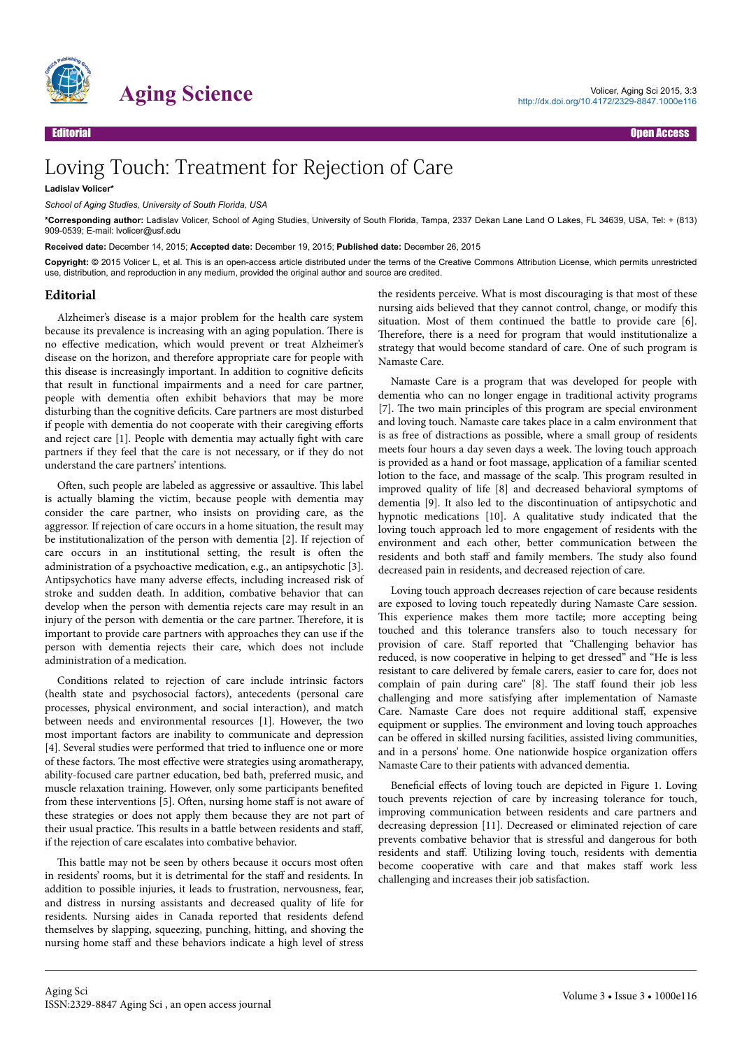# Loving Touch: Treatment for Rejection of Care

**Ladislav Volicer***

*School of Aging Studies, University of South Florida, USA*

***Corresponding author:** Ladislav Volicer, School of Aging Studies, University of South Florida, Tampa, 2337 Dekan Lane Land O Lakes, FL 34639, USA, Tel: + (813) 909-0539; E-mail: lvolicer@usf.edu

**Received date:** December 14, 2015; **Accepted date:** December 19, 2015; **Published date:** December 26, 2015

**Copyright:** © 2015 Volicer L, et al. This is an open-access article distributed under the terms of the Creative Commons Attribution License, which permits unrestricted use, distribution, and reproduction in any medium, provided the original author and source are credited.

## Editorial

Alzheimer's disease is a major problem for the health care system because its prevalence is increasing with an aging population. There is no effective medication, which would prevent or treat Alzheimer's disease on the horizon, and therefore appropriate care for people with this disease is increasingly important. In addition to cognitive deficits that result in functional impairments and a need for care partner, people with dementia often exhibit behaviors that may be more disturbing than the cognitive deficits. Care partners are most disturbed if people with dementia do not cooperate with their caregiving efforts and reject care [1]. People with dementia may actually fight with care partners if they feel that the care is not necessary, or if they do not understand the care partners' intentions.

Often, such people are labeled as aggressive or assaultive. This label is actually blaming the victim, because people with dementia may consider the care partner, who insists on providing care, as the aggressor. If rejection of care occurs in a home situation, the result may be institutionalization of the person with dementia [2]. If rejection of care occurs in an institutional setting, the result is often the administration of a psychoactive medication, e.g., an antipsychotic [3]. Antipsychotics have many adverse effects, including increased risk of stroke and sudden death. In addition, combative behavior that can develop when the person with dementia rejects care may result in an injury of the person with dementia or the care partner. Therefore, it is important to provide care partners with approaches they can use if the person with dementia rejects their care, which does not include administration of a medication.

Conditions related to rejection of care include intrinsic factors (health state and psychosocial factors), antecedents (personal care processes, physical environment, and social interaction), and match between needs and environmental resources [1]. However, the two most important factors are inability to communicate and depression [4]. Several studies were performed that tried to influence one or more of these factors. The most effective were strategies using aromatherapy, ability-focused care partner education, bed bath, preferred music, and muscle relaxation training. However, only some participants benefited from these interventions [5]. Often, nursing home staff is not aware of these strategies or does not apply them because they are not part of their usual practice. This results in a battle between residents and staff, if the rejection of care escalates into combative behavior.

This battle may not be seen by others because it occurs most often in residents' rooms, but it is detrimental for the staff and residents. In addition to possible injuries, it leads to frustration, nervousness, fear, and distress in nursing assistants and decreased quality of life for residents. Nursing aides in Canada reported that residents defend themselves by slapping, squeezing, punching, hitting, and shoving the nursing home staff and these behaviors indicate a high level of stress the residents perceive. What is most discouraging is that most of these nursing aids believed that they cannot control, change, or modify this situation. Most of them continued the battle to provide care [6]. Therefore, there is a need for program that would institutionalize a strategy that would become standard of care. One of such program is Namaste Care.

Namaste Care is a program that was developed for people with dementia who can no longer engage in traditional activity programs [7]. The two main principles of this program are special environment and loving touch. Namaste care takes place in a calm environment that is as free of distractions as possible, where a small group of residents meets four hours a day seven days a week. The loving touch approach is provided as a hand or foot massage, application of a familiar scented lotion to the face, and massage of the scalp. This program resulted in improved quality of life [8] and decreased behavioral symptoms of dementia [9]. It also led to the discontinuation of antipsychotic and hypnotic medications [10]. A qualitative study indicated that the loving touch approach led to more engagement of residents with the environment and each other, better communication between the residents and both staff and family members. The study also found decreased pain in residents, and decreased rejection of care.

Loving touch approach decreases rejection of care because residents are exposed to loving touch repeatedly during Namaste Care session. This experience makes them more tactile; more accepting being touched and this tolerance transfers also to touch necessary for provision of care. Staff reported that "Challenging behavior has reduced, is now cooperative in helping to get dressed" and "He is less resistant to care delivered by female carers, easier to care for, does not complain of pain during care" [8]. The staff found their job less challenging and more satisfying after implementation of Namaste Care. Namaste Care does not require additional staff, expensive equipment or supplies. The environment and loving touch approaches can be offered in skilled nursing facilities, assisted living communities, and in a persons' home. One nationwide hospice organization offers Namaste Care to their patients with advanced dementia.

Beneficial effects of loving touch are depicted in Figure 1. Loving touch prevents rejection of care by increasing tolerance for touch, improving communication between residents and care partners and decreasing depression [11]. Decreased or eliminated rejection of care prevents combative behavior that is stressful and dangerous for both residents and staff. Utilizing loving touch, residents with dementia become cooperative with care and that makes staff work less challenging and increases their job satisfaction.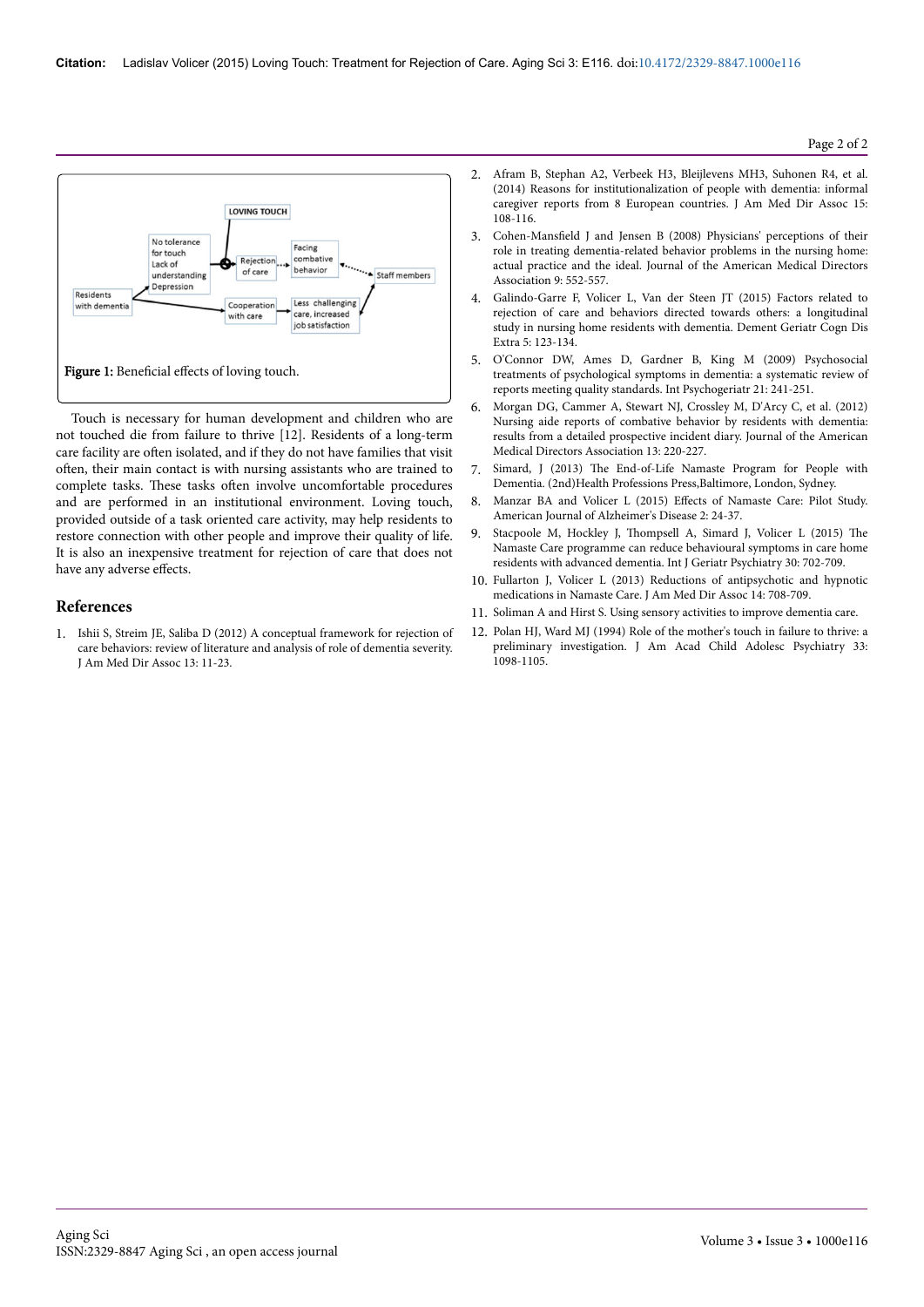LOVING TOUCH

No tolerance for touch
Lack of understanding
Depression

Residents with dementia

Rejection of care

Facing combative behavior

Staff members

Cooperation with care

Less challenging care, increased job satisfaction

**Figure 1:** Beneficial effects of loving touch.

Touch is necessary for human development and children who are not touched die from failure to thrive [12]. Residents of a long-term care facility are often isolated, and if they do not have families that visit often, their main contact is with nursing assistants who are trained to complete tasks. These tasks often involve uncomfortable procedures and are performed in an institutional environment. Loving touch, provided outside of a task oriented care activity, may help residents to restore connection with other people and improve their quality of life. It is also an inexpensive treatment for rejection of care that does not have any adverse effects.

## References

1. Ishii S, Streim JE, Saliba D (2012) A conceptual framework for rejection of care behaviors: review of literature and analysis of role of dementia severity. J Am Med Dir Assoc 13: 11-23.
2. Afram B, Stephan A2, Verbeek H3, Bleijlevens MH3, Suhonen R4, et al. (2014) Reasons for institutionalization of people with dementia: informal caregiver reports from 8 European countries. J Am Med Dir Assoc 15: 108-116.
3. Cohen-Mansfield J and Jensen B (2008) Physicians' perceptions of their role in treating dementia-related behavior problems in the nursing home: actual practice and the ideal. Journal of the American Medical Directors Association 9: 552-557.
4. Galindo-Garre F, Volicer L, Van der Steen JT (2015) Factors related to rejection of care and behaviors directed towards others: a longitudinal study in nursing home residents with dementia. Dement Geriatr Cogn Dis Extra 5: 123-134.
5. O'Connor DW, Ames D, Gardner B, King M (2009) Psychosocial treatments of psychological symptoms in dementia: a systematic review of reports meeting quality standards. Int Psychogeriatr 21: 241-251.
6. Morgan DG, Cammer A, Stewart NJ, Crossley M, D'Arcy C, et al. (2012) Nursing aide reports of combative behavior by residents with dementia: results from a detailed prospective incident diary. Journal of the American Medical Directors Association 13: 220-227.
7. Simard, J (2013) The End-of-Life Namaste Program for People with Dementia. (2nd)Health Professions Press,Baltimore, London, Sydney.
8. Manzar BA and Volicer L (2015) Effects of Namaste Care: Pilot Study. American Journal of Alzheimer's Disease 2: 24-37.
9. Stacpoole M, Hockley J, Thompsell A, Simard J, Volicer L (2015) The Namaste Care programme can reduce behavioural symptoms in care home residents with advanced dementia. Int J Geriatr Psychiatry 30: 702-709.
10. Fullarton J, Volicer L (2013) Reductions of antipsychotic and hypnotic medications in Namaste Care. J Am Med Dir Assoc 14: 708-709.
11. Soliman A and Hirst S. Using sensory activities to improve dementia care.
12. Polan HJ, Ward MJ (1994) Role of the mother's touch in failure to thrive: a preliminary investigation. J Am Acad Child Adolesc Psychiatry 33: 1098-1105.